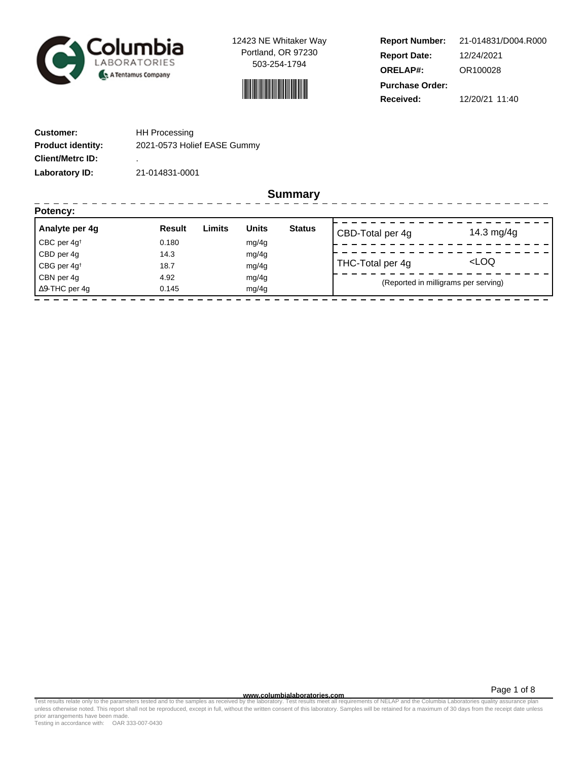Columbia Laboratories — A Tentamus Company

12423 NE Whitaker Way
Portland, OR 97230
503-254-1794

| | |
|---|---|
| **Report Number:** | 21-014831/D004.R000 |
| **Report Date:** | 12/24/2021 |
| **ORELAP#:** | OR100028 |
| **Purchase Order:** | |
| **Received:** | 12/20/21 11:40 |

| | |
|---|---|
| **Customer:** | HH Processing |
| **Product identity:** | 2021-0573 Holief EASE Gummy |
| **Client/Metrc ID:** | . |
| **Laboratory ID:** | 21-014831-0001 |

## Summary

**Potency:**

| Analyte per 4g | Result | Limits | Units | Status |
|---|---|---|---|---|
| CBC per 4g† | 0.180 | | mg/4g | |
| CBD per 4g | 14.3 | | mg/4g | |
| CBG per 4g† | 18.7 | | mg/4g | |
| CBN per 4g | 4.92 | | mg/4g | |
| Δ9-THC per 4g | 0.145 | | mg/4g | |

| | |
|---|---|
| CBD-Total per 4g | 14.3 mg/4g |
| THC-Total per 4g | <LOQ |

(Reported in milligrams per serving)

www.columbialaboratories.com

Test results relate only to the parameters tested and to the samples as received by the laboratory. Test results meet all requirements of NELAP and the Columbia Laboratories quality assurance plan unless otherwise noted. This report shall not be reproduced, except in full, without the written consent of this laboratory. Samples will be retained for a maximum of 30 days from the receipt date unless prior arrangements have been made.
Testing in accordance with: OAR 333-007-0430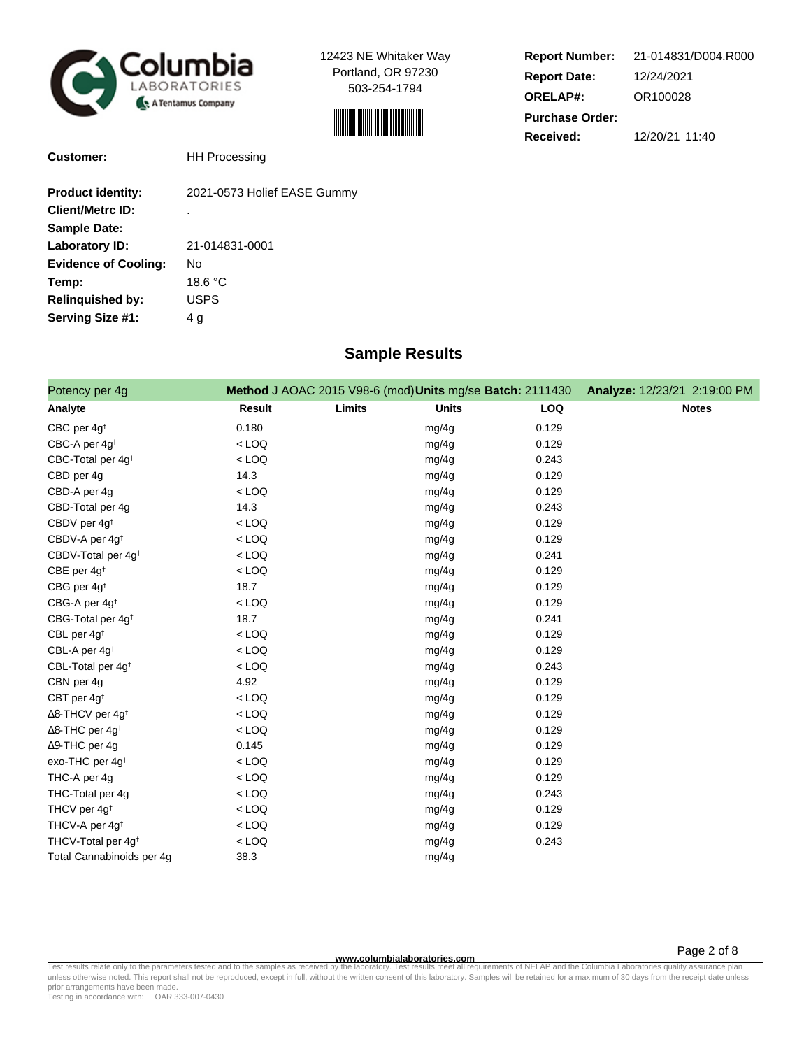Columbia Laboratories — A Tentamus Company

12423 NE Whitaker Way
Portland, OR 97230
503-254-1794

**Report Number:** 21-014831/D004.R000
**Report Date:** 12/24/2021
**ORELAP#:** OR100028
**Purchase Order:**
**Received:** 12/20/21 11:40

**Customer:** HH Processing

**Product identity:** 2021-0573 Holief EASE Gummy
**Client/Metrc ID:** .
**Sample Date:**
**Laboratory ID:** 21-014831-0001
**Evidence of Cooling:** No
**Temp:** 18.6 °C
**Relinquished by:** USPS
**Serving Size #1:** 4 g

## Sample Results

Potency per 4g — **Method** J AOAC 2015 V98-6 (mod) **Units** mg/se **Batch:** 2111430 **Analyze:** 12/23/21 2:19:00 PM

| Analyte | Result | Limits | Units | LOQ | Notes |
|---|---|---|---|---|---|
| CBC per 4g† | 0.180 | | mg/4g | 0.129 | |
| CBC-A per 4g† | < LOQ | | mg/4g | 0.129 | |
| CBC-Total per 4g† | < LOQ | | mg/4g | 0.243 | |
| CBD per 4g | 14.3 | | mg/4g | 0.129 | |
| CBD-A per 4g | < LOQ | | mg/4g | 0.129 | |
| CBD-Total per 4g | 14.3 | | mg/4g | 0.243 | |
| CBDV per 4g† | < LOQ | | mg/4g | 0.129 | |
| CBDV-A per 4g† | < LOQ | | mg/4g | 0.129 | |
| CBDV-Total per 4g† | < LOQ | | mg/4g | 0.241 | |
| CBE per 4g† | < LOQ | | mg/4g | 0.129 | |
| CBG per 4g† | 18.7 | | mg/4g | 0.129 | |
| CBG-A per 4g† | < LOQ | | mg/4g | 0.129 | |
| CBG-Total per 4g† | 18.7 | | mg/4g | 0.241 | |
| CBL per 4g† | < LOQ | | mg/4g | 0.129 | |
| CBL-A per 4g† | < LOQ | | mg/4g | 0.129 | |
| CBL-Total per 4g† | < LOQ | | mg/4g | 0.243 | |
| CBN per 4g | 4.92 | | mg/4g | 0.129 | |
| CBT per 4g† | < LOQ | | mg/4g | 0.129 | |
| Δ8-THCV per 4g† | < LOQ | | mg/4g | 0.129 | |
| Δ8-THC per 4g† | < LOQ | | mg/4g | 0.129 | |
| Δ9-THC per 4g | 0.145 | | mg/4g | 0.129 | |
| exo-THC per 4g† | < LOQ | | mg/4g | 0.129 | |
| THC-A per 4g | < LOQ | | mg/4g | 0.129 | |
| THC-Total per 4g | < LOQ | | mg/4g | 0.243 | |
| THCV per 4g† | < LOQ | | mg/4g | 0.129 | |
| THCV-A per 4g† | < LOQ | | mg/4g | 0.129 | |
| THCV-Total per 4g† | < LOQ | | mg/4g | 0.243 | |
| Total Cannabinoids per 4g | 38.3 | | mg/4g | | |

www.columbialaboratories.com

Test results relate only to the parameters tested and to the samples as received by the laboratory. Test results meet all requirements of NELAP and the Columbia Laboratories quality assurance plan unless otherwise noted. This report shall not be reproduced, except in full, without the written consent of this laboratory. Samples will be retained for a maximum of 30 days from the receipt date unless prior arrangements have been made.
Testing in accordance with: OAR 333-007-0430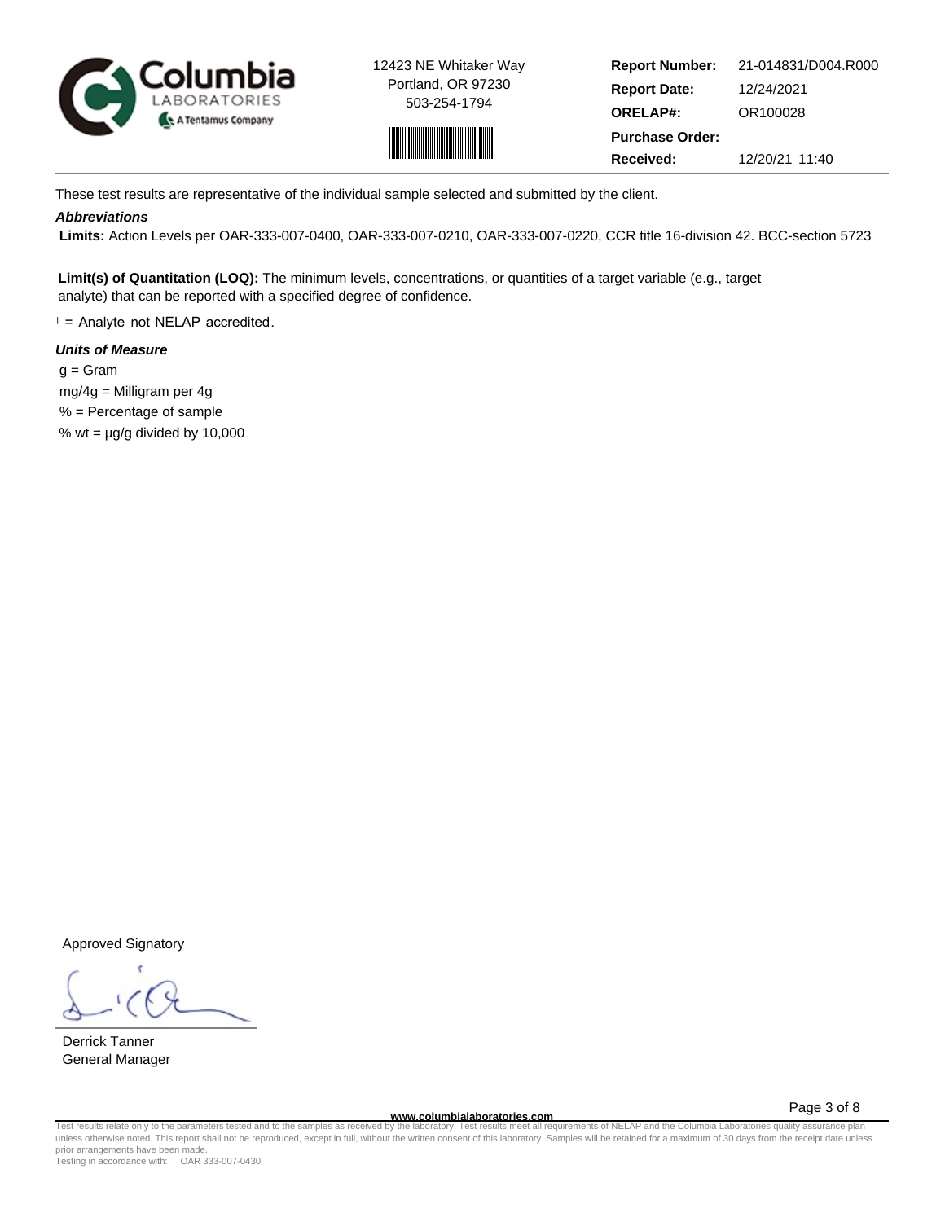12423 NE Whitaker Way
Portland, OR 97230
503-254-1794

| | |
|---|---|
| **Report Number:** | 21-014831/D004.R000 |
| **Report Date:** | 12/24/2021 |
| **ORELAP#:** | OR100028 |
| **Purchase Order:** | |
| **Received:** | 12/20/21 11:40 |

These test results are representative of the individual sample selected and submitted by the client.

***Abbreviations***

**Limits:** Action Levels per OAR-333-007-0400, OAR-333-007-0210, OAR-333-007-0220, CCR title 16-division 42. BCC-section 5723

**Limit(s) of Quantitation (LOQ):** The minimum levels, concentrations, or quantities of a target variable (e.g., target analyte) that can be reported with a specified degree of confidence.

† = Analyte not NELAP accredited.

***Units of Measure***

g = Gram
mg/4g = Milligram per 4g
% = Percentage of sample
% wt = µg/g divided by 10,000

Approved Signatory

Derrick Tanner
General Manager

www.columbialaboratories.com

Test results relate only to the parameters tested and to the samples as received by the laboratory. Test results meet all requirements of NELAP and the Columbia Laboratories quality assurance plan unless otherwise noted. This report shall not be reproduced, except in full, without the written consent of this laboratory. Samples will be retained for a maximum of 30 days from the receipt date unless prior arrangements have been made.
Testing in accordance with: OAR 333-007-0430